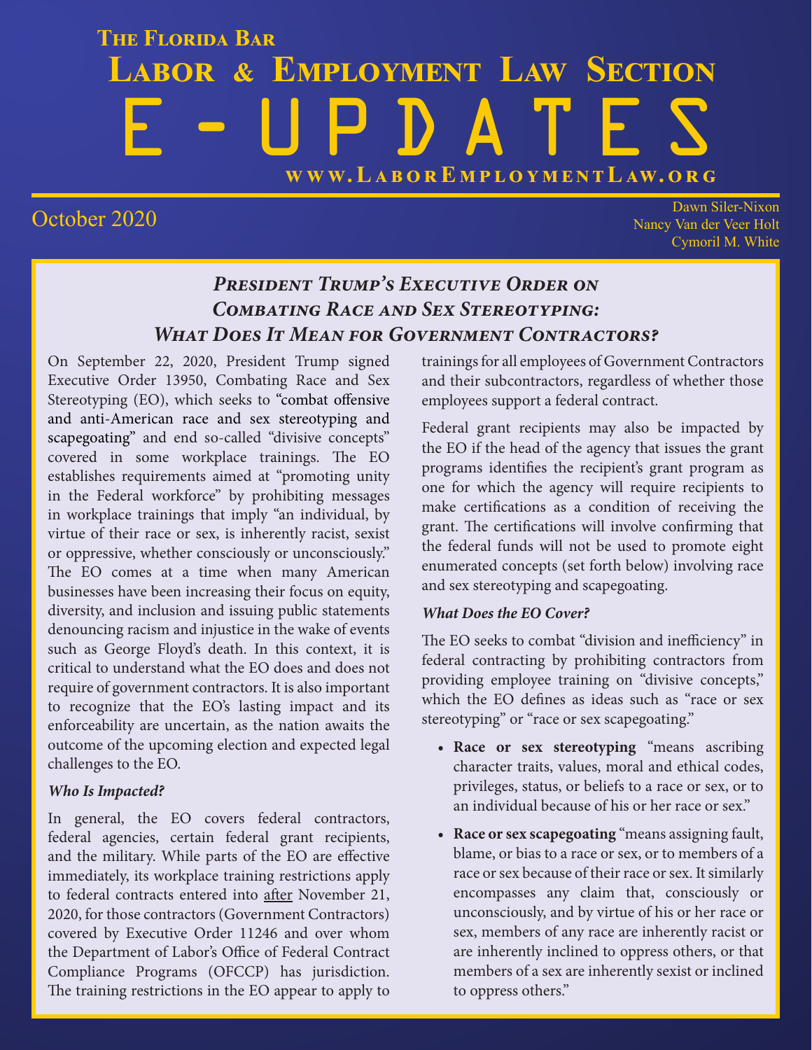# The Florida Bar
# Labor & Employment Law Section
# E - UPDATES

**www.LaborEmploymentLaw.org**

October 2020

Dawn Siler-Nixon
Nancy Van der Veer Holt
Cymoril M. White

## *President Trump's Executive Order on Combating Race and Sex Stereotyping: What Does It Mean for Government Contractors?*

On September 22, 2020, President Trump signed Executive Order 13950, Combating Race and Sex Stereotyping (EO), which seeks to "combat offensive and anti-American race and sex stereotyping and scapegoating" and end so-called "divisive concepts" covered in some workplace trainings. The EO establishes requirements aimed at "promoting unity in the Federal workforce" by prohibiting messages in workplace trainings that imply "an individual, by virtue of their race or sex, is inherently racist, sexist or oppressive, whether consciously or unconsciously." The EO comes at a time when many American businesses have been increasing their focus on equity, diversity, and inclusion and issuing public statements denouncing racism and injustice in the wake of events such as George Floyd's death. In this context, it is critical to understand what the EO does and does not require of government contractors. It is also important to recognize that the EO's lasting impact and its enforceability are uncertain, as the nation awaits the outcome of the upcoming election and expected legal challenges to the EO.

### *Who Is Impacted?*

In general, the EO covers federal contractors, federal agencies, certain federal grant recipients, and the military. While parts of the EO are effective immediately, its workplace training restrictions apply to federal contracts entered into after November 21, 2020, for those contractors (Government Contractors) covered by Executive Order 11246 and over whom the Department of Labor's Office of Federal Contract Compliance Programs (OFCCP) has jurisdiction. The training restrictions in the EO appear to apply to trainings for all employees of Government Contractors and their subcontractors, regardless of whether those employees support a federal contract.

Federal grant recipients may also be impacted by the EO if the head of the agency that issues the grant programs identifies the recipient's grant program as one for which the agency will require recipients to make certifications as a condition of receiving the grant. The certifications will involve confirming that the federal funds will not be used to promote eight enumerated concepts (set forth below) involving race and sex stereotyping and scapegoating.

### *What Does the EO Cover?*

The EO seeks to combat "division and inefficiency" in federal contracting by prohibiting contractors from providing employee training on "divisive concepts," which the EO defines as ideas such as "race or sex stereotyping" or "race or sex scapegoating."

- **Race or sex stereotyping** "means ascribing character traits, values, moral and ethical codes, privileges, status, or beliefs to a race or sex, or to an individual because of his or her race or sex."
- **Race or sex scapegoating** "means assigning fault, blame, or bias to a race or sex, or to members of a race or sex because of their race or sex. It similarly encompasses any claim that, consciously or unconsciously, and by virtue of his or her race or sex, members of any race are inherently racist or are inherently inclined to oppress others, or that members of a sex are inherently sexist or inclined to oppress others."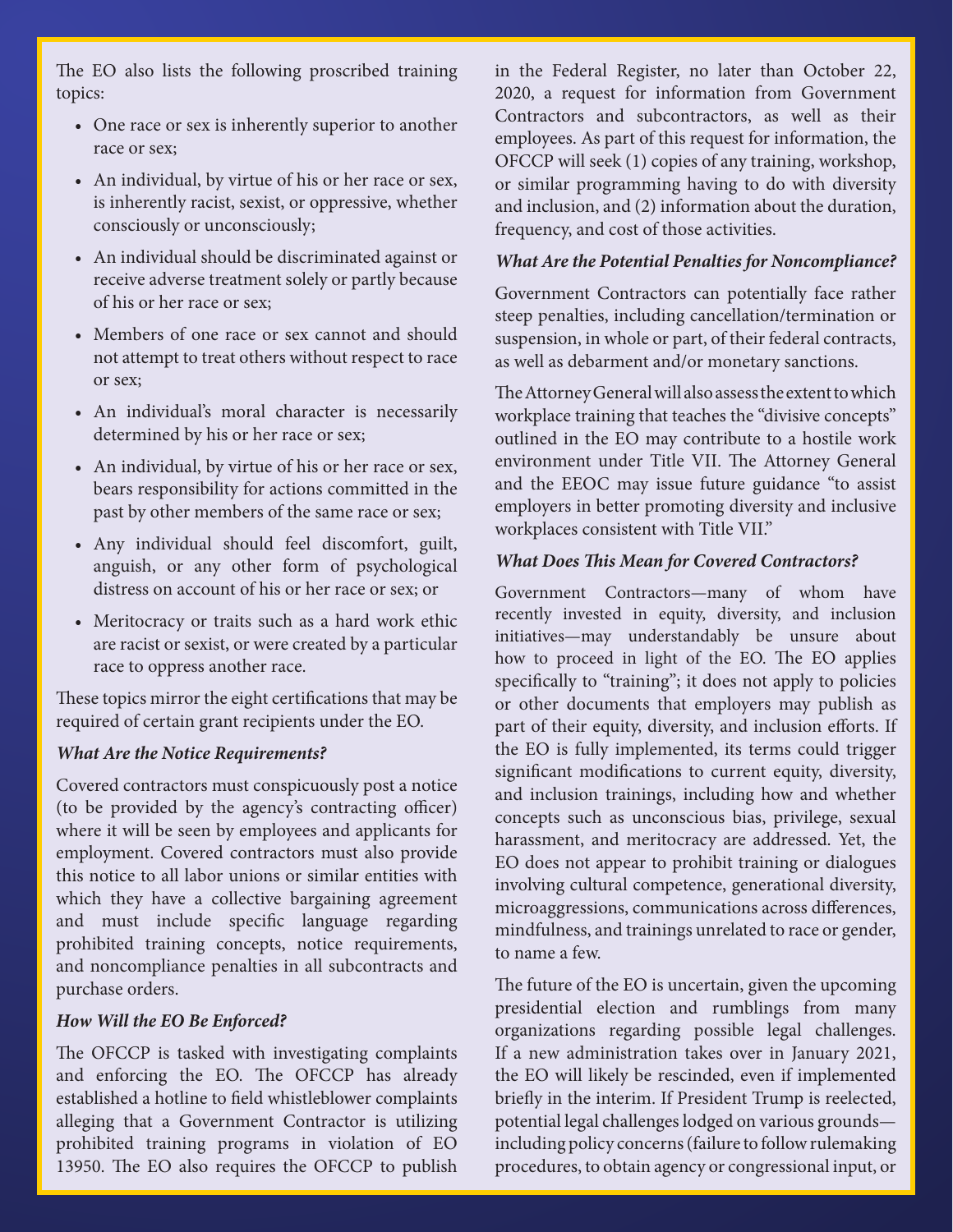The EO also lists the following proscribed training topics:

- One race or sex is inherently superior to another race or sex;
- An individual, by virtue of his or her race or sex, is inherently racist, sexist, or oppressive, whether consciously or unconsciously;
- An individual should be discriminated against or receive adverse treatment solely or partly because of his or her race or sex;
- Members of one race or sex cannot and should not attempt to treat others without respect to race or sex;
- An individual's moral character is necessarily determined by his or her race or sex;
- An individual, by virtue of his or her race or sex, bears responsibility for actions committed in the past by other members of the same race or sex;
- Any individual should feel discomfort, guilt, anguish, or any other form of psychological distress on account of his or her race or sex; or
- Meritocracy or traits such as a hard work ethic are racist or sexist, or were created by a particular race to oppress another race.

These topics mirror the eight certifications that may be required of certain grant recipients under the EO.

***What Are the Notice Requirements?***

Covered contractors must conspicuously post a notice (to be provided by the agency's contracting officer) where it will be seen by employees and applicants for employment. Covered contractors must also provide this notice to all labor unions or similar entities with which they have a collective bargaining agreement and must include specific language regarding prohibited training concepts, notice requirements, and noncompliance penalties in all subcontracts and purchase orders.

***How Will the EO Be Enforced?***

The OFCCP is tasked with investigating complaints and enforcing the EO. The OFCCP has already established a hotline to field whistleblower complaints alleging that a Government Contractor is utilizing prohibited training programs in violation of EO 13950. The EO also requires the OFCCP to publish in the Federal Register, no later than October 22, 2020, a request for information from Government Contractors and subcontractors, as well as their employees. As part of this request for information, the OFCCP will seek (1) copies of any training, workshop, or similar programming having to do with diversity and inclusion, and (2) information about the duration, frequency, and cost of those activities.

***What Are the Potential Penalties for Noncompliance?***

Government Contractors can potentially face rather steep penalties, including cancellation/termination or suspension, in whole or part, of their federal contracts, as well as debarment and/or monetary sanctions.

The Attorney General will also assess the extent to which workplace training that teaches the "divisive concepts" outlined in the EO may contribute to a hostile work environment under Title VII. The Attorney General and the EEOC may issue future guidance "to assist employers in better promoting diversity and inclusive workplaces consistent with Title VII."

***What Does This Mean for Covered Contractors?***

Government Contractors—many of whom have recently invested in equity, diversity, and inclusion initiatives—may understandably be unsure about how to proceed in light of the EO. The EO applies specifically to "training"; it does not apply to policies or other documents that employers may publish as part of their equity, diversity, and inclusion efforts. If the EO is fully implemented, its terms could trigger significant modifications to current equity, diversity, and inclusion trainings, including how and whether concepts such as unconscious bias, privilege, sexual harassment, and meritocracy are addressed. Yet, the EO does not appear to prohibit training or dialogues involving cultural competence, generational diversity, microaggressions, communications across differences, mindfulness, and trainings unrelated to race or gender, to name a few.

The future of the EO is uncertain, given the upcoming presidential election and rumblings from many organizations regarding possible legal challenges. If a new administration takes over in January 2021, the EO will likely be rescinded, even if implemented briefly in the interim. If President Trump is reelected, potential legal challenges lodged on various grounds—including policy concerns (failure to follow rulemaking procedures, to obtain agency or congressional input, or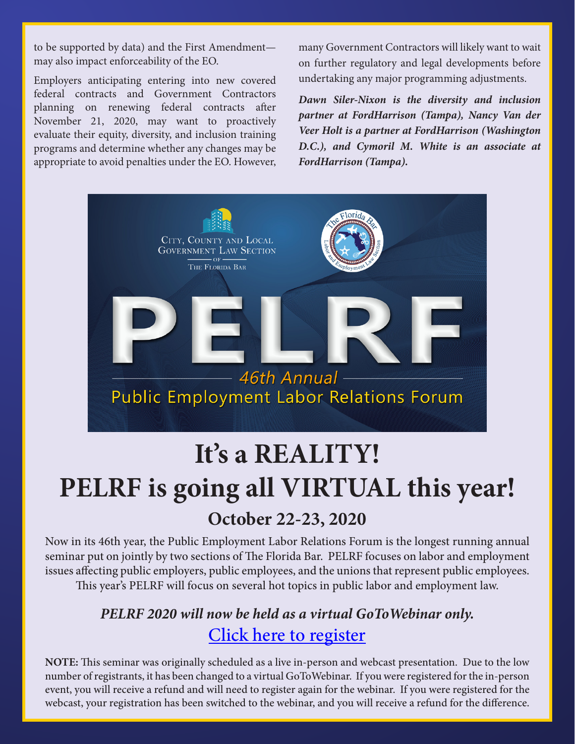to be supported by data) and the First Amendment—may also impact enforceability of the EO.

Employers anticipating entering into new covered federal contracts and Government Contractors planning on renewing federal contracts after November 21, 2020, may want to proactively evaluate their equity, diversity, and inclusion training programs and determine whether any changes may be appropriate to avoid penalties under the EO. However, many Government Contractors will likely want to wait on further regulatory and legal developments before undertaking any major programming adjustments.

***Dawn Siler-Nixon is the diversity and inclusion partner at FordHarrison (Tampa), Nancy Van der Veer Holt is a partner at FordHarrison (Washington D.C.), and Cymoril M. White is an associate at FordHarrison (Tampa).***

City, County and Local Government Law Section of The Florida Bar

The Florida Bar Labor and Employment Law Section

PELRF

46th Annual

Public Employment Labor Relations Forum

# It's a REALITY!

# PELRF is going all VIRTUAL this year!

## October 22-23, 2020

Now in its 46th year, the Public Employment Labor Relations Forum is the longest running annual seminar put on jointly by two sections of The Florida Bar. PELRF focuses on labor and employment issues affecting public employers, public employees, and the unions that represent public employees. This year's PELRF will focus on several hot topics in public labor and employment law.

***PELRF 2020 will now be held as a virtual GoToWebinar only.***

Click here to register

**NOTE:** This seminar was originally scheduled as a live in-person and webcast presentation. Due to the low number of registrants, it has been changed to a virtual GoToWebinar. If you were registered for the in-person event, you will receive a refund and will need to register again for the webinar. If you were registered for the webcast, your registration has been switched to the webinar, and you will receive a refund for the difference.